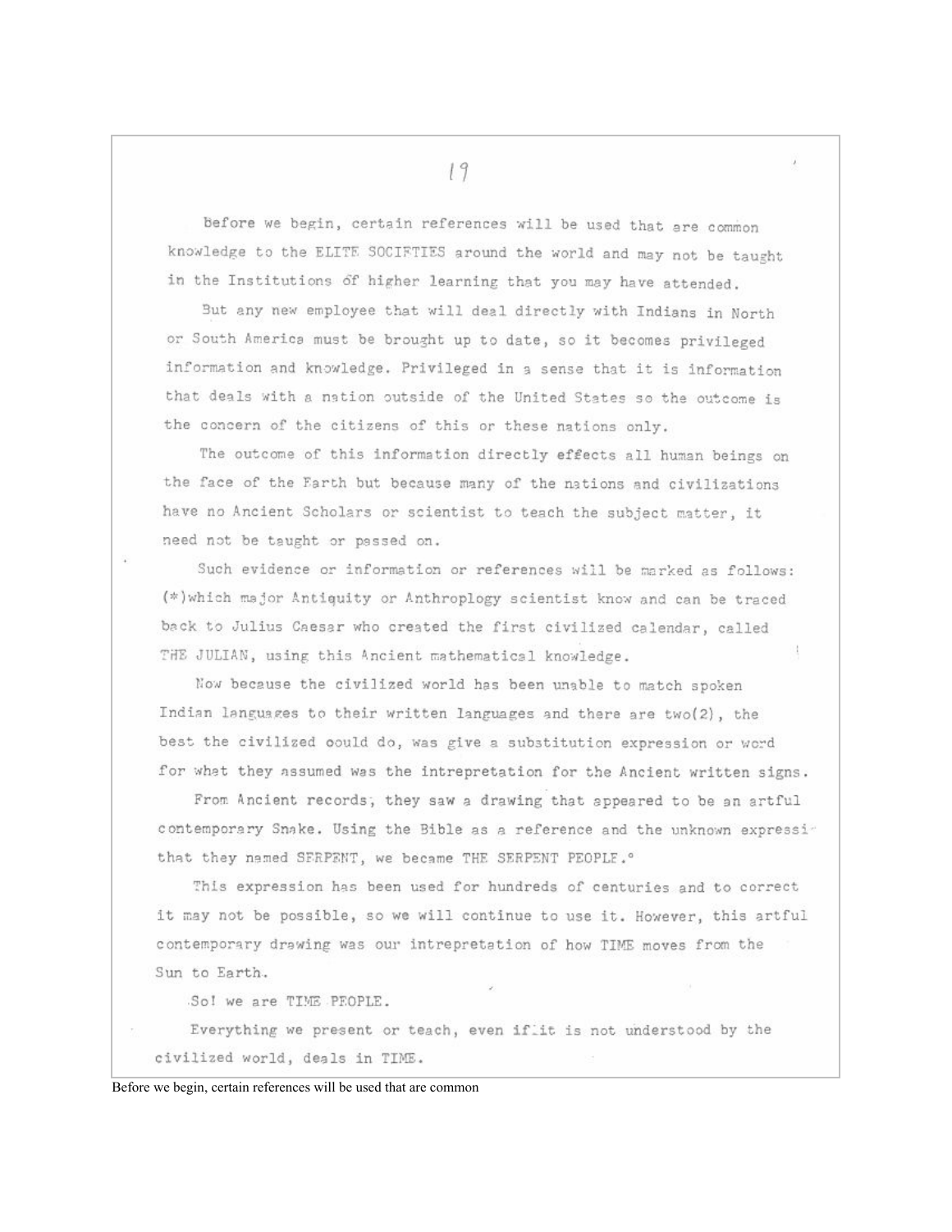Before we begin, certain references will be used that are common knowledge to the ELITE SOCIFTIES around the world and may not be taught in the Institutions of higher learning that you may have attended.

But any new employee that will deal directly with Indians in North or South America must be brought up to date, so it becomes privileged information and knowledge. Privileged in a sense that it is information that deals with a nation outside of the United States so the outcome is the concern of the citizens of this or these nations only.

The outcome of this information directly effects all human beings on the face of the Farth but because many of the nations and civilizations have no Ancient Scholars or scientist to teach the subject matter, it need not be taught or passed on.

Such evidence or information or references will be marked as follows: (*)which major Antiquity or Anthroplogy scientist know and can be traced back to Julius Caesar who created the first civilized calendar, called THE JULIAN, using this Ancient mathematical knowledge.

Now because the civilized world has been unable to match spoken Indian languages to their written languages and there are two(2), the best the civilized oould do, was give a substitution expression or word for what they assumed was the intrepretation for the Ancient written signs.

From Ancient records, they saw a drawing that appeared to be an artful contemporary Snake. Using the Bible as a reference and the unknown expressi- that they named SFRPENT, we became THE SERPENT PEOPLE.°

This expression has been used for hundreds of centuries and to correct it may not be possible, so we will continue to use it. However, this artful contemporary drawing was our intrepretation of how TIME moves from the Sun to Earth.

So! we are TIME PEOPLE.

Everything we present or teach, even if it is not understood by the civilized world, deals in TIME.

Before we begin, certain references will be used that are common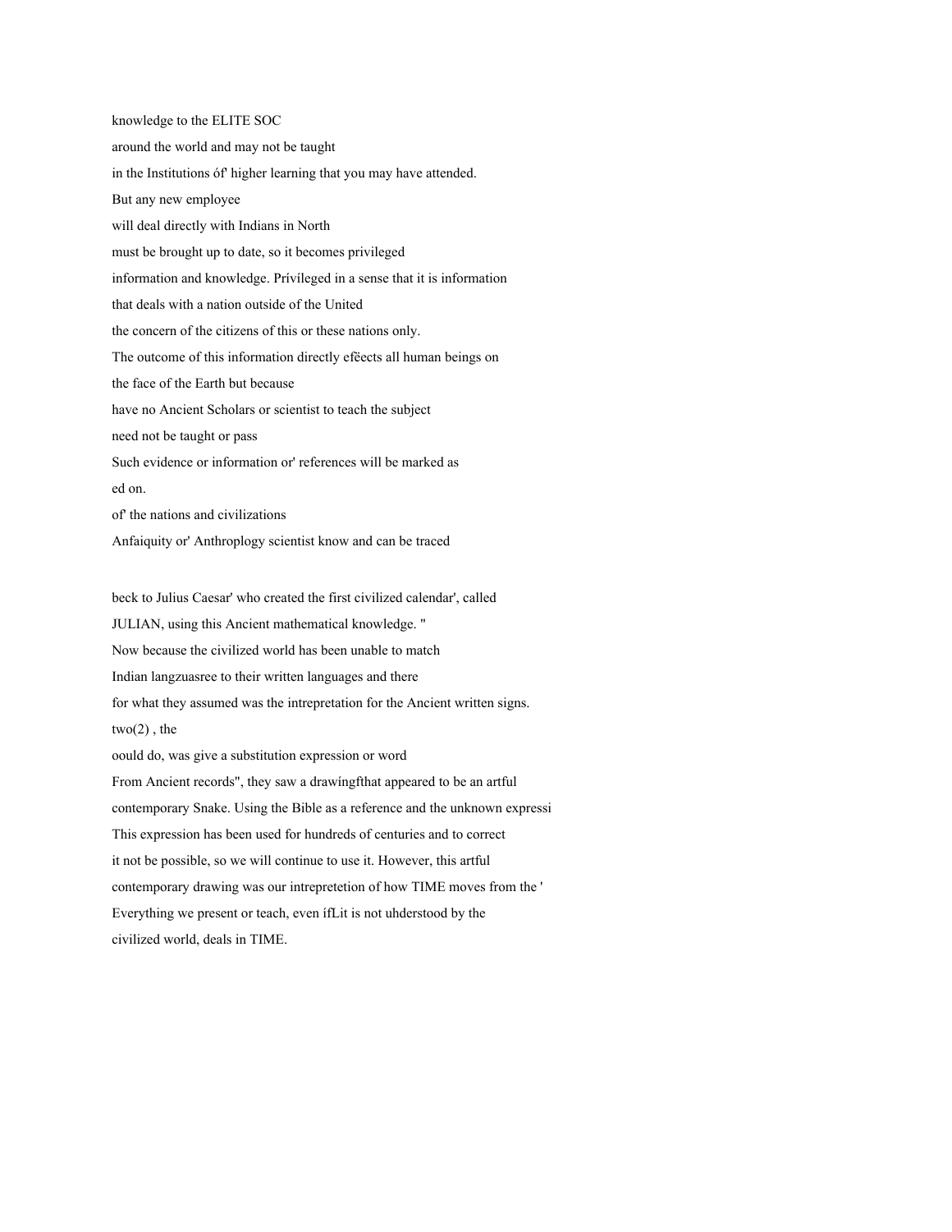knowledge to the ELITE SOC

around the world and may not be taught

in the Institutions óf' higher learning that you may have attended.

But any new employee

will deal directly with Indians in North

must be brought up to date, so it becomes privileged

information and knowledge. Prívíleged in a sense that it is information

that deals with a nation outside of the United

the concern of the citizens of this or these nations only.

The outcome of this information directly efëects all human beings on

the face of the Earth but because

have no Ancient Scholars or scientist to teach the subject

need not be taught or pass

Such evidence or information or' references will be marked as

ed on.

of' the nations and civilizations

Anfaiquity or' Anthroplogy scientist know and can be traced

beck to Julius Caesar' who created the first civilized calendar', called

JULIAN, using this Ancient mathematical knowledge. "

Now because the civilized world has been unable to match

Indian langzuasree to their written languages and there

for what they assumed was the intrepretation for the Ancient written signs.

two(2) , the

oould do, was give a substitution expression or word

From Ancient records", they saw a drawíngfthat appeared to be an artful

contemporary Snake. Using the Bible as a reference and the unknown expressi

This expression has been used for hundreds of centuries and to correct

it not be possible, so we will continue to use it. However, this artful

contemporary drawing was our intrepretetion of how TIME moves from the '

Everything we present or teach, even ífLit is not uhderstood by the

civilized world, deals in TIME.